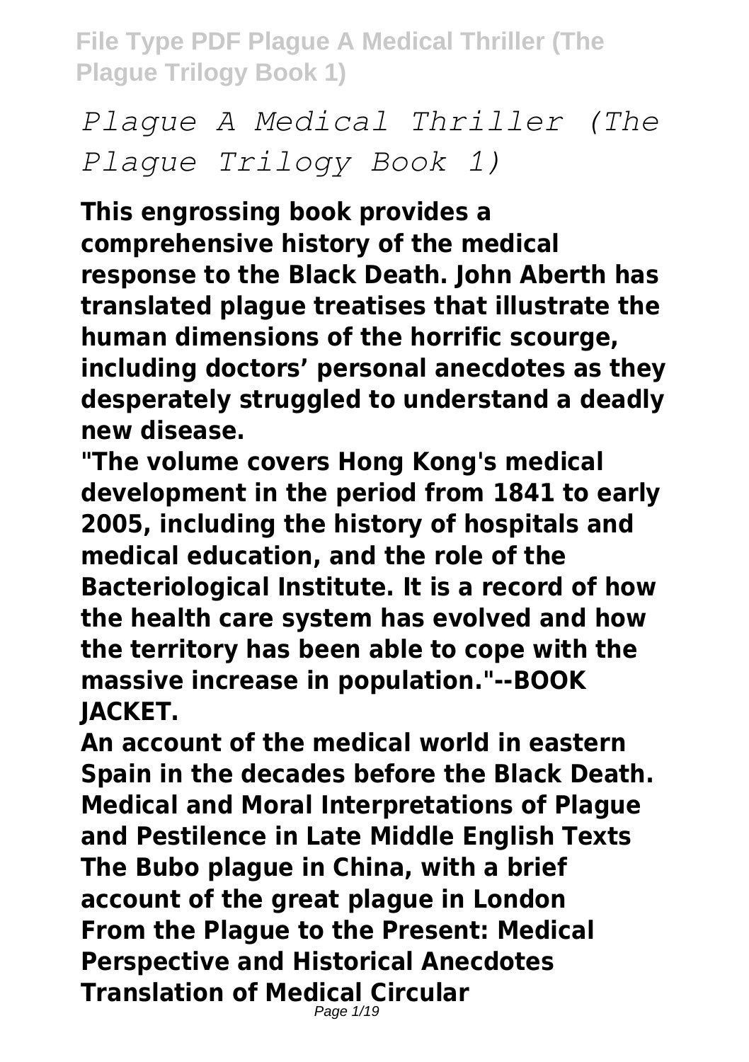# *Plague A Medical Thriller (The Plague Trilogy Book 1)*

**This engrossing book provides a comprehensive history of the medical response to the Black Death. John Aberth has translated plague treatises that illustrate the human dimensions of the horrific scourge, including doctors' personal anecdotes as they desperately struggled to understand a deadly new disease.**

**"The volume covers Hong Kong's medical development in the period from 1841 to early 2005, including the history of hospitals and medical education, and the role of the Bacteriological Institute. It is a record of how the health care system has evolved and how the territory has been able to cope with the massive increase in population."--BOOK JACKET.**

**An account of the medical world in eastern Spain in the decades before the Black Death.**

**Medical and Moral Interpretations of Plague and Pestilence in Late Middle English Texts**

**The Bubo plague in China, with a brief account of the great plague in London**

**From the Plague to the Present: Medical Perspective and Historical Anecdotes**

**Translation of Medical Circular**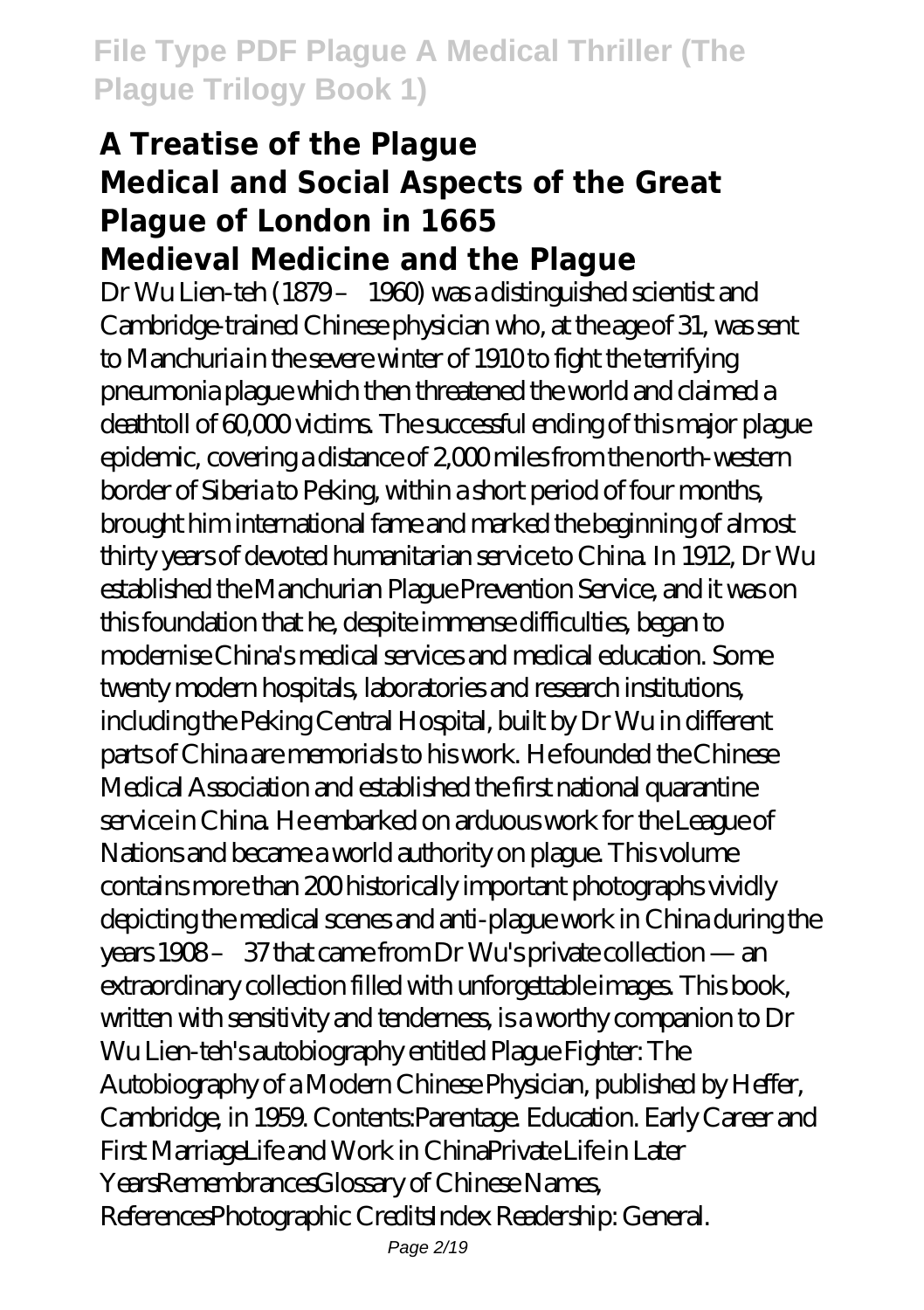# A Treatise of the Plague
# Medical and Social Aspects of the Great Plague of London in 1665
# Medieval Medicine and the Plague

Dr Wu Lien-teh (1879 – 1960) was a distinguished scientist and Cambridge-trained Chinese physician who, at the age of 31, was sent to Manchuria in the severe winter of 1910 to fight the terrifying pneumonia plague which then threatened the world and claimed a deathtoll of 60,000 victims. The successful ending of this major plague epidemic, covering a distance of 2,000 miles from the north-western border of Siberia to Peking, within a short period of four months, brought him international fame and marked the beginning of almost thirty years of devoted humanitarian service to China. In 1912, Dr Wu established the Manchurian Plague Prevention Service, and it was on this foundation that he, despite immense difficulties, began to modernise China's medical services and medical education. Some twenty modern hospitals, laboratories and research institutions, including the Peking Central Hospital, built by Dr Wu in different parts of China are memorials to his work. He founded the Chinese Medical Association and established the first national quarantine service in China. He embarked on arduous work for the League of Nations and became a world authority on plague. This volume contains more than 200 historically important photographs vividly depicting the medical scenes and anti-plague work in China during the years 1908 – 37 that came from Dr Wu's private collection — an extraordinary collection filled with unforgettable images. This book, written with sensitivity and tenderness, is a worthy companion to Dr Wu Lien-teh's autobiography entitled Plague Fighter: The Autobiography of a Modern Chinese Physician, published by Heffer, Cambridge, in 1959. Contents:Parentage. Education. Early Career and First MarriageLife and Work in ChinaPrivate Life in Later YearsRemembrancesGlossary of Chinese Names, ReferencesPhotographic CreditsIndex Readership: General.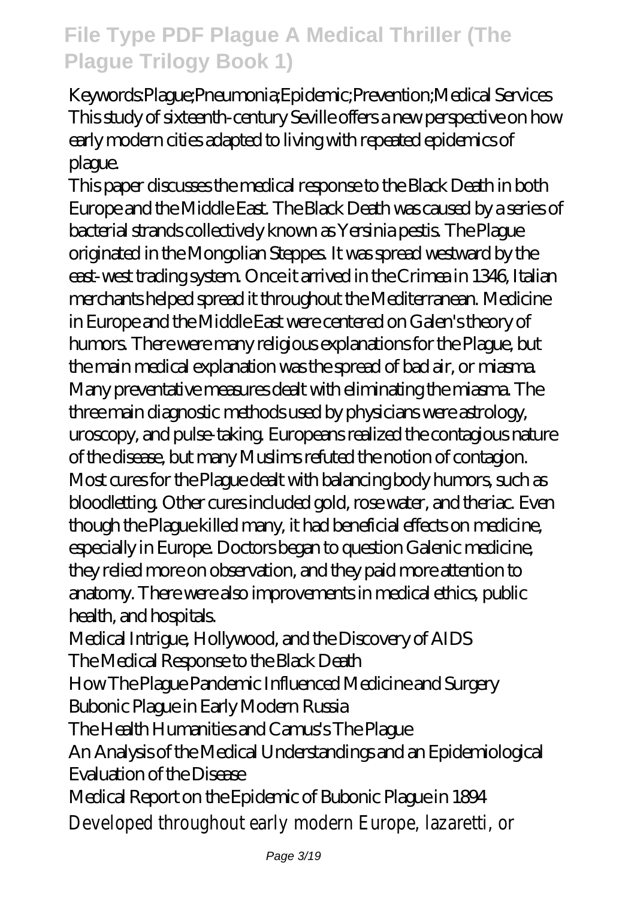Keywords:Plague;Pneumonia;Epidemic;Prevention;Medical Services

This study of sixteenth-century Seville offers a new perspective on how early modern cities adapted to living with repeated epidemics of plague.

This paper discusses the medical response to the Black Death in both Europe and the Middle East. The Black Death was caused by a series of bacterial strands collectively known as Yersinia pestis. The Plague originated in the Mongolian Steppes. It was spread westward by the east-west trading system. Once it arrived in the Crimea in 1346, Italian merchants helped spread it throughout the Mediterranean. Medicine in Europe and the Middle East were centered on Galen's theory of humors. There were many religious explanations for the Plague, but the main medical explanation was the spread of bad air, or miasma. Many preventative measures dealt with eliminating the miasma. The three main diagnostic methods used by physicians were astrology, uroscopy, and pulse-taking. Europeans realized the contagious nature of the disease, but many Muslims refuted the notion of contagion. Most cures for the Plague dealt with balancing body humors, such as bloodletting. Other cures included gold, rose water, and theriac. Even though the Plague killed many, it had beneficial effects on medicine, especially in Europe. Doctors began to question Galenic medicine, they relied more on observation, and they paid more attention to anatomy. There were also improvements in medical ethics, public health, and hospitals.

Medical Intrigue, Hollywood, and the Discovery of AIDS

The Medical Response to the Black Death

How The Plague Pandemic Influenced Medicine and Surgery

Bubonic Plague in Early Modern Russia

The Health Humanities and Camus's The Plague

An Analysis of the Medical Understandings and an Epidemiological Evaluation of the Disease

Medical Report on the Epidemic of Bubonic Plague in 1894

Developed throughout early modern Europe, lazaretti, or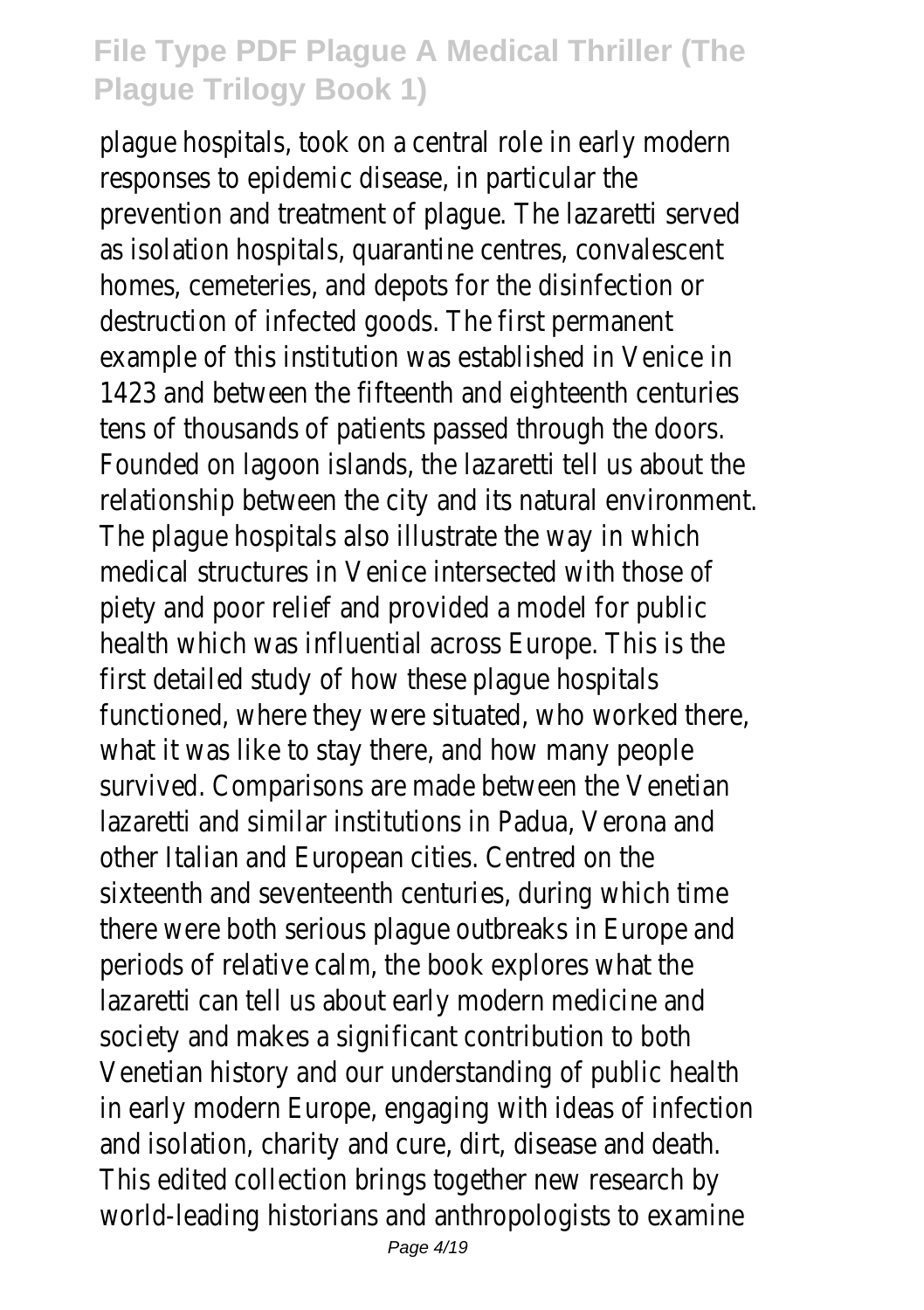plague hospitals, took on a central role in early modern responses to epidemic disease, in particular the prevention and treatment of plague. The lazaretti served as isolation hospitals, quarantine centres, convalescent homes, cemeteries, and depots for the disinfection or destruction of infected goods. The first permanent example of this institution was established in Venice in 1423 and between the fifteenth and eighteenth centuries tens of thousands of patients passed through the doors. Founded on lagoon islands, the lazaretti tell us about the relationship between the city and its natural environment. The plague hospitals also illustrate the way in which medical structures in Venice intersected with those of piety and poor relief and provided a model for public health which was influential across Europe. This is the first detailed study of how these plague hospitals functioned, where they were situated, who worked there, what it was like to stay there, and how many people survived. Comparisons are made between the Venetian lazaretti and similar institutions in Padua, Verona and other Italian and European cities. Centred on the sixteenth and seventeenth centuries, during which time there were both serious plague outbreaks in Europe and periods of relative calm, the book explores what the lazaretti can tell us about early modern medicine and society and makes a significant contribution to both Venetian history and our understanding of public health in early modern Europe, engaging with ideas of infection and isolation, charity and cure, dirt, disease and death. This edited collection brings together new research by world-leading historians and anthropologists to examine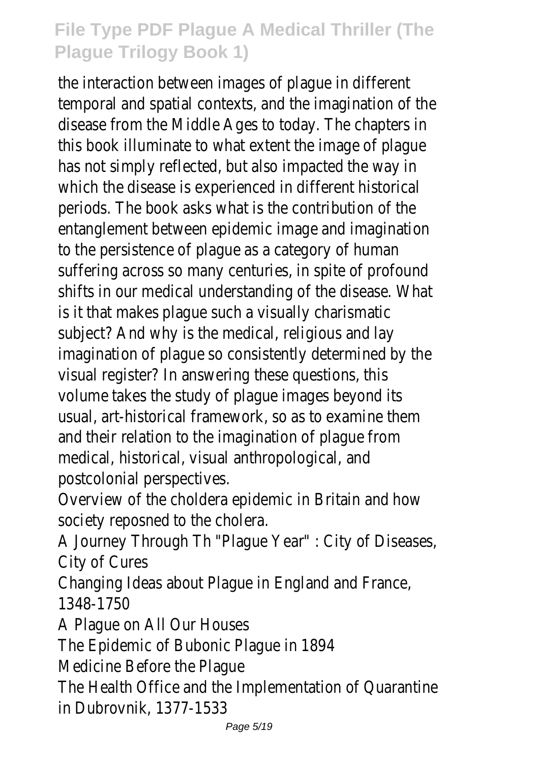the interaction between images of plague in different temporal and spatial contexts, and the imagination of the disease from the Middle Ages to today. The chapters in this book illuminate to what extent the image of plague has not simply reflected, but also impacted the way in which the disease is experienced in different historical periods. The book asks what is the contribution of the entanglement between epidemic image and imagination to the persistence of plague as a category of human suffering across so many centuries, in spite of profound shifts in our medical understanding of the disease. What is it that makes plague such a visually charismatic subject? And why is the medical, religious and lay imagination of plague so consistently determined by the visual register? In answering these questions, this volume takes the study of plague images beyond its usual, art-historical framework, so as to examine them and their relation to the imagination of plague from medical, historical, visual anthropological, and postcolonial perspectives.

Overview of the choldera epidemic in Britain and how society reposned to the cholera.

A Journey Through Th "Plague Year" : City of Diseases, City of Cures

Changing Ideas about Plague in England and France, 1348-1750

A Plague on All Our Houses

The Epidemic of Bubonic Plague in 1894

Medicine Before the Plague

The Health Office and the Implementation of Quarantine in Dubrovnik, 1377-1533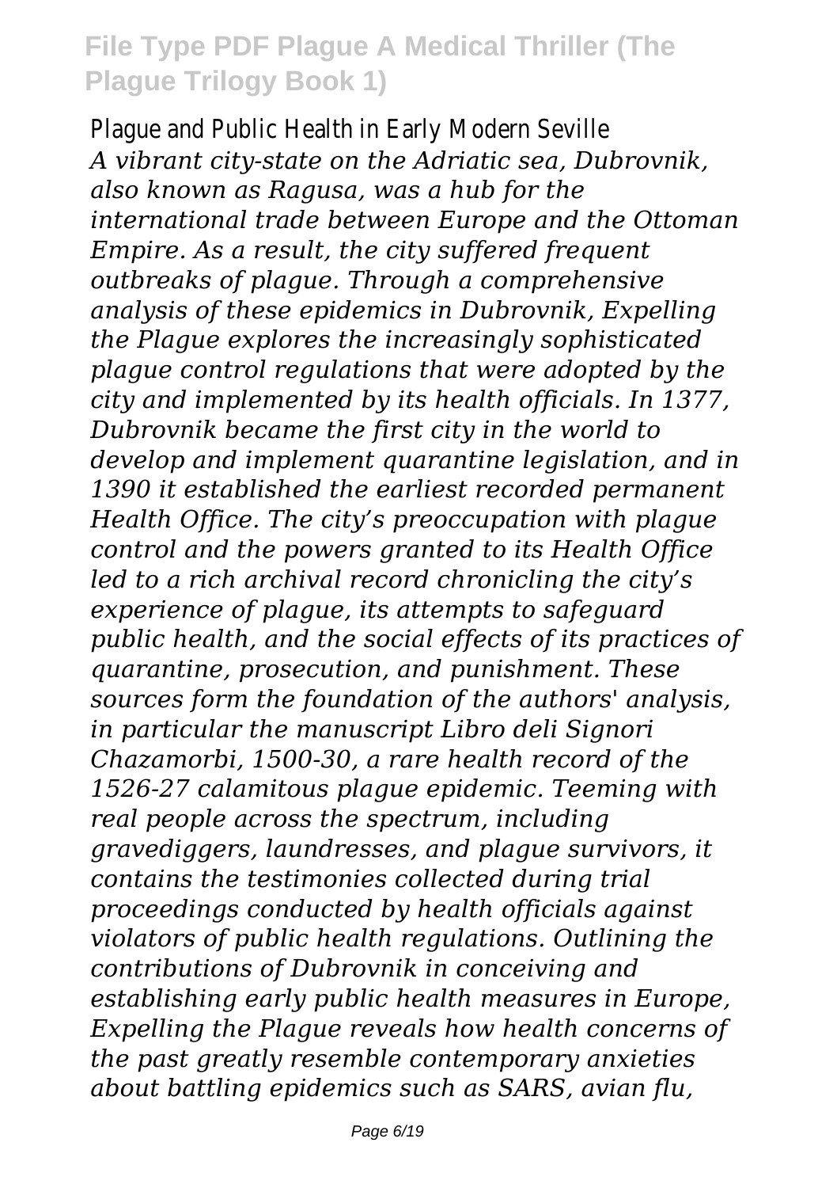Plague and Public Health in Early Modern Seville

*A vibrant city-state on the Adriatic sea, Dubrovnik, also known as Ragusa, was a hub for the international trade between Europe and the Ottoman Empire. As a result, the city suffered frequent outbreaks of plague. Through a comprehensive analysis of these epidemics in Dubrovnik, Expelling the Plague explores the increasingly sophisticated plague control regulations that were adopted by the city and implemented by its health officials. In 1377, Dubrovnik became the first city in the world to develop and implement quarantine legislation, and in 1390 it established the earliest recorded permanent Health Office. The city's preoccupation with plague control and the powers granted to its Health Office led to a rich archival record chronicling the city's experience of plague, its attempts to safeguard public health, and the social effects of its practices of quarantine, prosecution, and punishment. These sources form the foundation of the authors' analysis, in particular the manuscript Libro deli Signori Chazamorbi, 1500-30, a rare health record of the 1526-27 calamitous plague epidemic. Teeming with real people across the spectrum, including gravediggers, laundresses, and plague survivors, it contains the testimonies collected during trial proceedings conducted by health officials against violators of public health regulations. Outlining the contributions of Dubrovnik in conceiving and establishing early public health measures in Europe, Expelling the Plague reveals how health concerns of the past greatly resemble contemporary anxieties about battling epidemics such as SARS, avian flu,*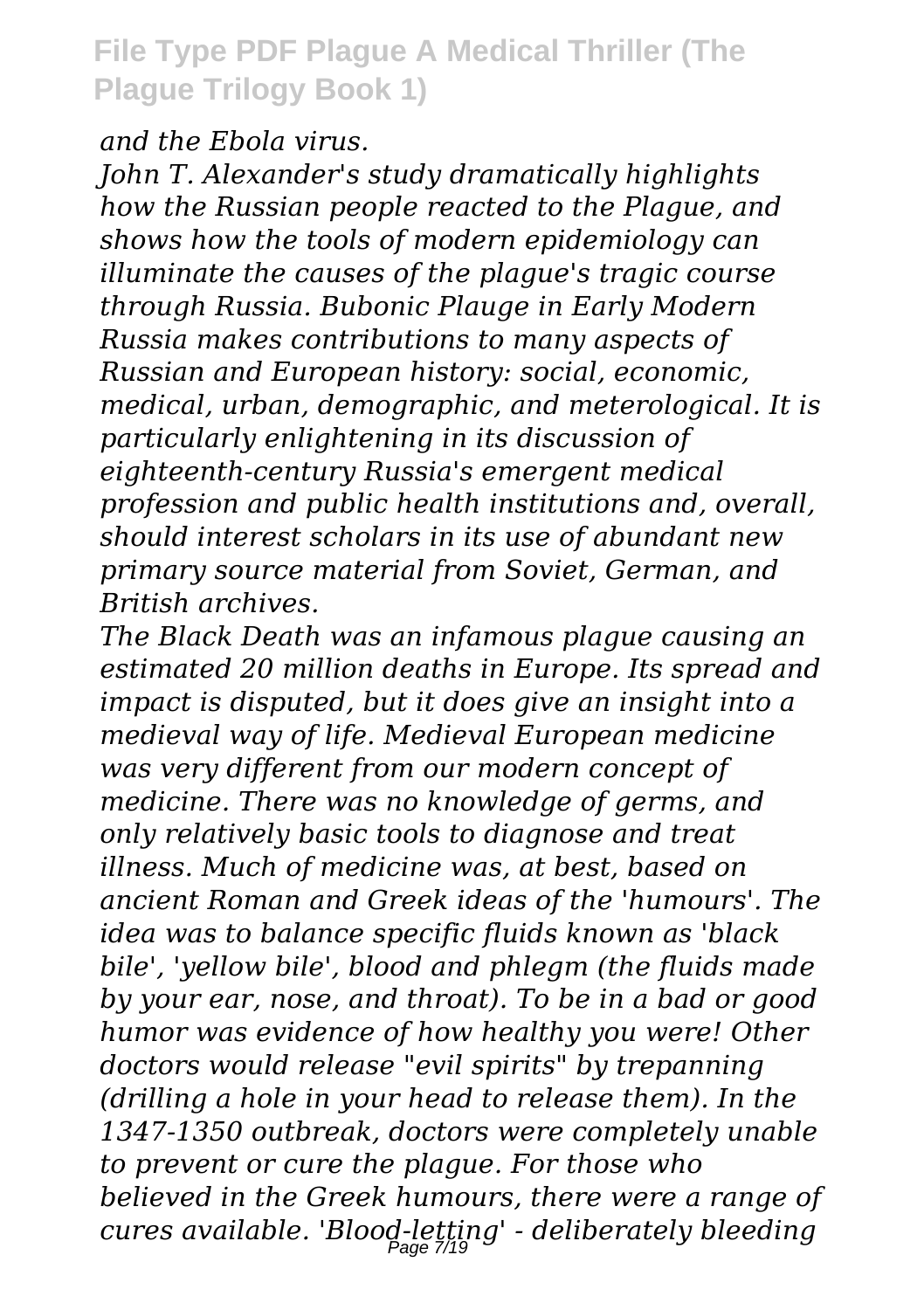*and the Ebola virus.*

*John T. Alexander's study dramatically highlights how the Russian people reacted to the Plague, and shows how the tools of modern epidemiology can illuminate the causes of the plague's tragic course through Russia. Bubonic Plauge in Early Modern Russia makes contributions to many aspects of Russian and European history: social, economic, medical, urban, demographic, and meterological. It is particularly enlightening in its discussion of eighteenth-century Russia's emergent medical profession and public health institutions and, overall, should interest scholars in its use of abundant new primary source material from Soviet, German, and British archives.*

*The Black Death was an infamous plague causing an estimated 20 million deaths in Europe. Its spread and impact is disputed, but it does give an insight into a medieval way of life. Medieval European medicine was very different from our modern concept of medicine. There was no knowledge of germs, and only relatively basic tools to diagnose and treat illness. Much of medicine was, at best, based on ancient Roman and Greek ideas of the 'humours'. The idea was to balance specific fluids known as 'black bile', 'yellow bile', blood and phlegm (the fluids made by your ear, nose, and throat). To be in a bad or good humor was evidence of how healthy you were! Other doctors would release "evil spirits" by trepanning (drilling a hole in your head to release them). In the 1347-1350 outbreak, doctors were completely unable to prevent or cure the plague. For those who believed in the Greek humours, there were a range of cures available. 'Blood-letting' - deliberately bleeding*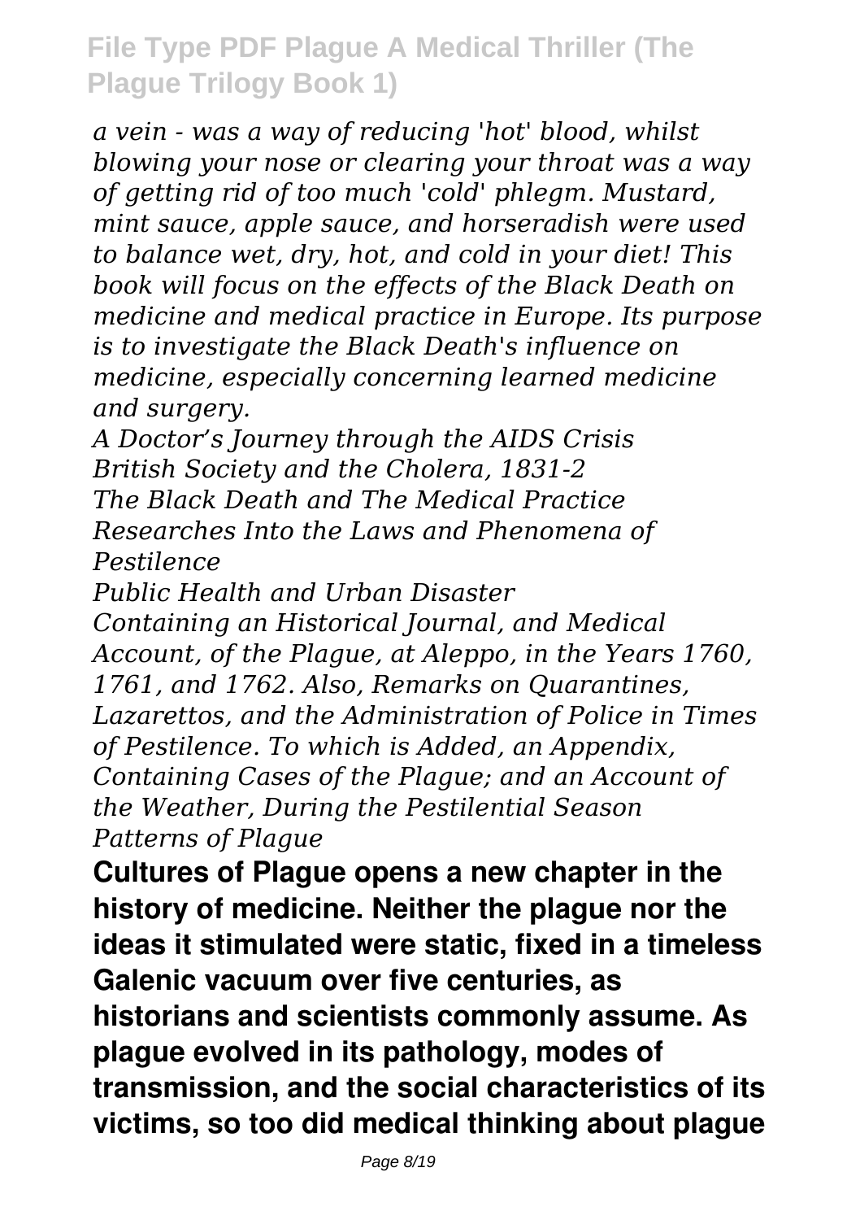*a vein - was a way of reducing 'hot' blood, whilst blowing your nose or clearing your throat was a way of getting rid of too much 'cold' phlegm. Mustard, mint sauce, apple sauce, and horseradish were used to balance wet, dry, hot, and cold in your diet! This book will focus on the effects of the Black Death on medicine and medical practice in Europe. Its purpose is to investigate the Black Death's influence on medicine, especially concerning learned medicine and surgery.*

*A Doctor's Journey through the AIDS Crisis*
*British Society and the Cholera, 1831-2*
*The Black Death and The Medical Practice*
*Researches Into the Laws and Phenomena of Pestilence*
*Public Health and Urban Disaster*
*Containing an Historical Journal, and Medical Account, of the Plague, at Aleppo, in the Years 1760, 1761, and 1762. Also, Remarks on Quarantines, Lazarettos, and the Administration of Police in Times of Pestilence. To which is Added, an Appendix, Containing Cases of the Plague; and an Account of the Weather, During the Pestilential Season*
*Patterns of Plague*

**Cultures of Plague opens a new chapter in the history of medicine. Neither the plague nor the ideas it stimulated were static, fixed in a timeless Galenic vacuum over five centuries, as historians and scientists commonly assume. As plague evolved in its pathology, modes of transmission, and the social characteristics of its victims, so too did medical thinking about plague**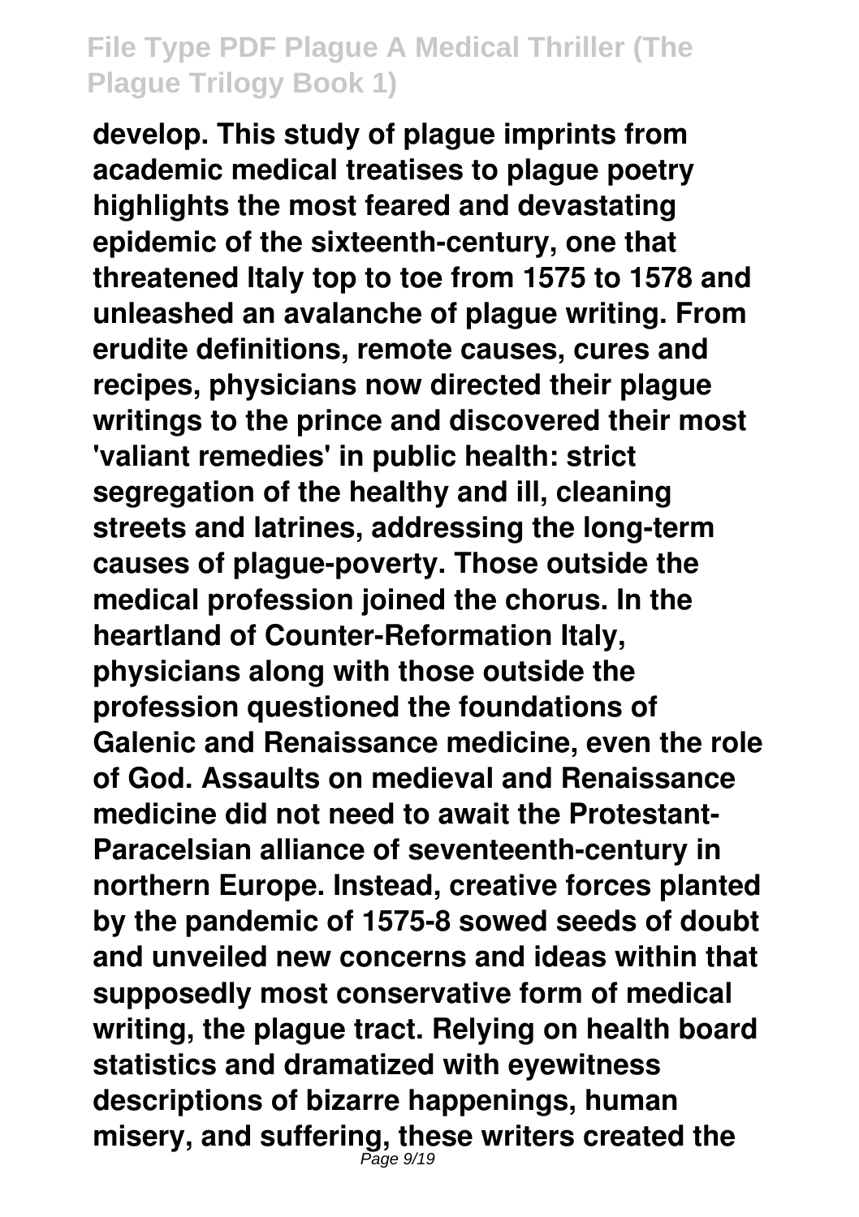**develop. This study of plague imprints from academic medical treatises to plague poetry highlights the most feared and devastating epidemic of the sixteenth-century, one that threatened Italy top to toe from 1575 to 1578 and unleashed an avalanche of plague writing. From erudite definitions, remote causes, cures and recipes, physicians now directed their plague writings to the prince and discovered their most 'valiant remedies' in public health: strict segregation of the healthy and ill, cleaning streets and latrines, addressing the long-term causes of plague-poverty. Those outside the medical profession joined the chorus. In the heartland of Counter-Reformation Italy, physicians along with those outside the profession questioned the foundations of Galenic and Renaissance medicine, even the role of God. Assaults on medieval and Renaissance medicine did not need to await the Protestant-Paracelsian alliance of seventeenth-century in northern Europe. Instead, creative forces planted by the pandemic of 1575-8 sowed seeds of doubt and unveiled new concerns and ideas within that supposedly most conservative form of medical writing, the plague tract. Relying on health board statistics and dramatized with eyewitness descriptions of bizarre happenings, human misery, and suffering, these writers created the**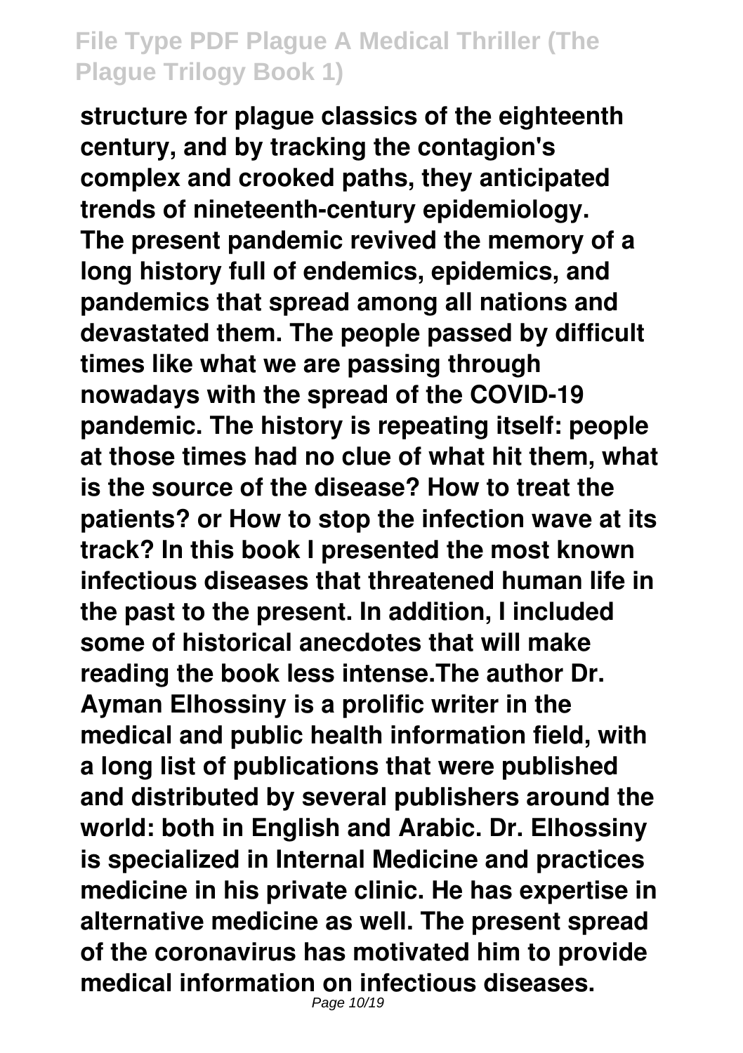**structure for plague classics of the eighteenth century, and by tracking the contagion's complex and crooked paths, they anticipated trends of nineteenth-century epidemiology. The present pandemic revived the memory of a long history full of endemics, epidemics, and pandemics that spread among all nations and devastated them. The people passed by difficult times like what we are passing through nowadays with the spread of the COVID-19 pandemic. The history is repeating itself: people at those times had no clue of what hit them, what is the source of the disease? How to treat the patients? or How to stop the infection wave at its track? In this book I presented the most known infectious diseases that threatened human life in the past to the present. In addition, I included some of historical anecdotes that will make reading the book less intense.The author Dr. Ayman Elhossiny is a prolific writer in the medical and public health information field, with a long list of publications that were published and distributed by several publishers around the world: both in English and Arabic. Dr. Elhossiny is specialized in Internal Medicine and practices medicine in his private clinic. He has expertise in alternative medicine as well. The present spread of the coronavirus has motivated him to provide medical information on infectious diseases.**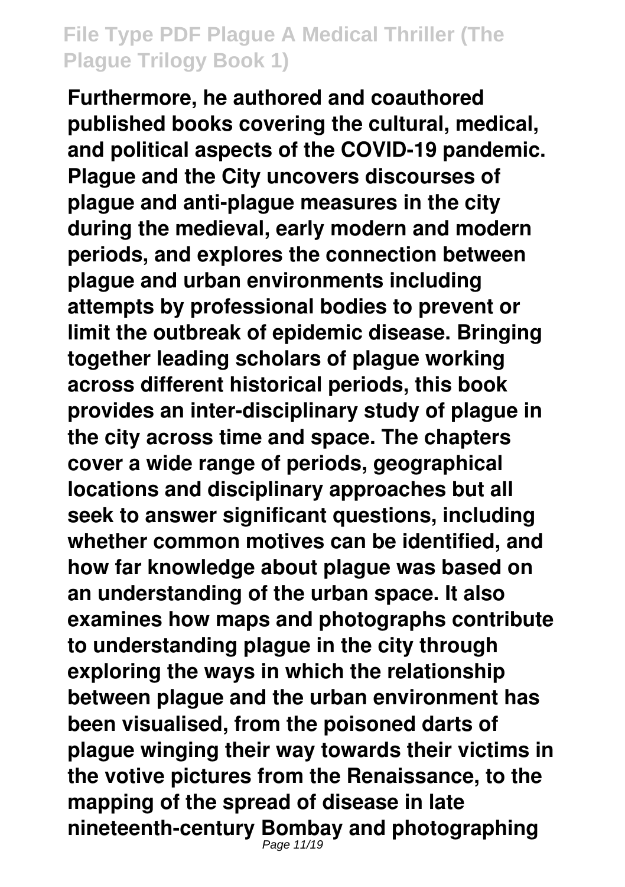Furthermore, he authored and coauthored published books covering the cultural, medical, and political aspects of the COVID-19 pandemic. Plague and the City uncovers discourses of plague and anti-plague measures in the city during the medieval, early modern and modern periods, and explores the connection between plague and urban environments including attempts by professional bodies to prevent or limit the outbreak of epidemic disease. Bringing together leading scholars of plague working across different historical periods, this book provides an inter-disciplinary study of plague in the city across time and space. The chapters cover a wide range of periods, geographical locations and disciplinary approaches but all seek to answer significant questions, including whether common motives can be identified, and how far knowledge about plague was based on an understanding of the urban space. It also examines how maps and photographs contribute to understanding plague in the city through exploring the ways in which the relationship between plague and the urban environment has been visualised, from the poisoned darts of plague winging their way towards their victims in the votive pictures from the Renaissance, to the mapping of the spread of disease in late nineteenth-century Bombay and photographing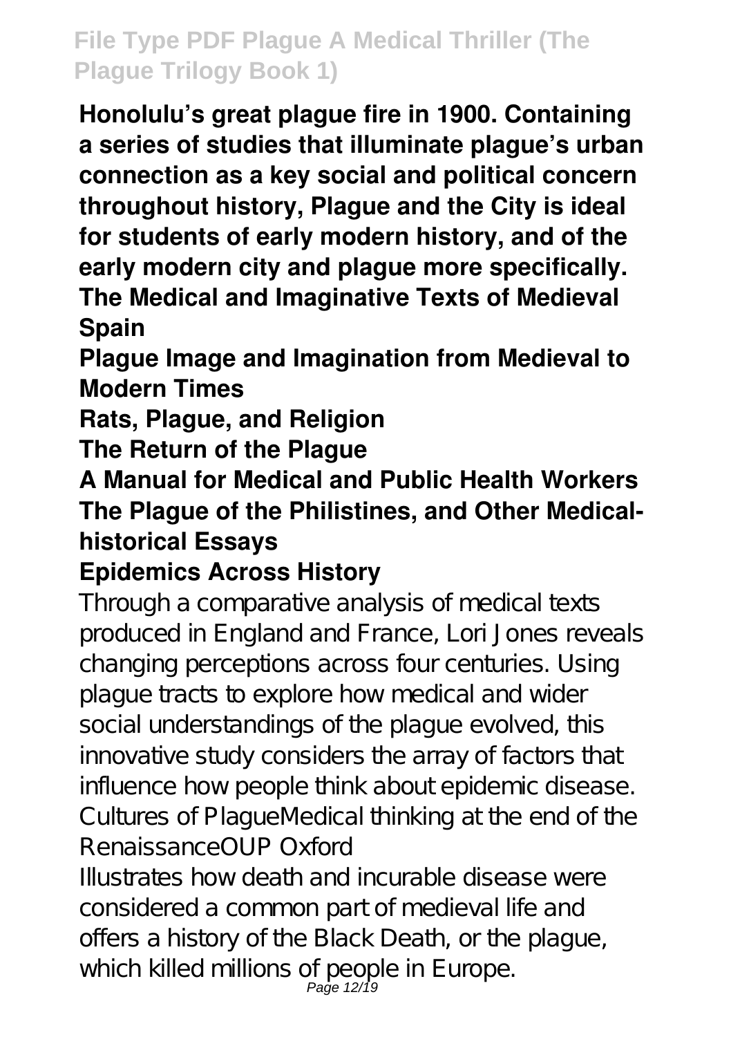**Honolulu's great plague fire in 1900. Containing a series of studies that illuminate plague's urban connection as a key social and political concern throughout history, Plague and the City is ideal for students of early modern history, and of the early modern city and plague more specifically.**

**The Medical and Imaginative Texts of Medieval Spain**

**Plague Image and Imagination from Medieval to Modern Times**

**Rats, Plague, and Religion**

**The Return of the Plague**

**A Manual for Medical and Public Health Workers**

**The Plague of the Philistines, and Other Medical-historical Essays**

**Epidemics Across History**

Through a comparative analysis of medical texts produced in England and France, Lori Jones reveals changing perceptions across four centuries. Using plague tracts to explore how medical and wider social understandings of the plague evolved, this innovative study considers the array of factors that influence how people think about epidemic disease.

Cultures of PlagueMedical thinking at the end of the RenaissanceOUP Oxford

Illustrates how death and incurable disease were considered a common part of medieval life and offers a history of the Black Death, or the plague, which killed millions of people in Europe.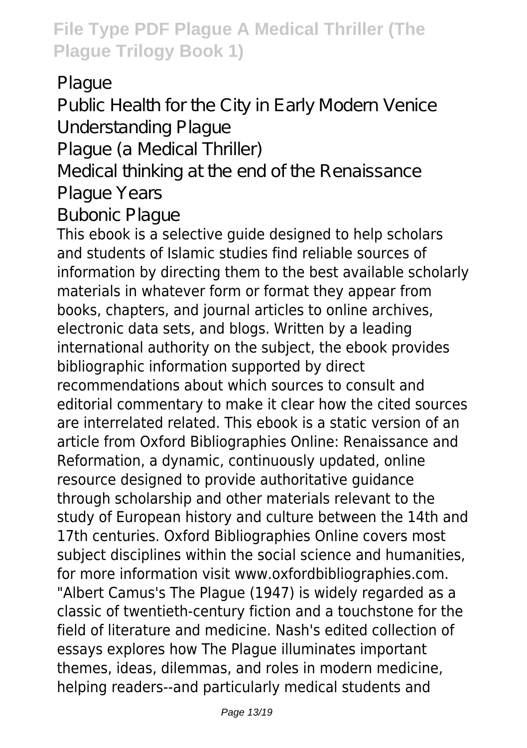Plague

Public Health for the City in Early Modern Venice

Understanding Plague

Plague (a Medical Thriller)

Medical thinking at the end of the Renaissance

Plague Years

Bubonic Plague

This ebook is a selective guide designed to help scholars and students of Islamic studies find reliable sources of information by directing them to the best available scholarly materials in whatever form or format they appear from books, chapters, and journal articles to online archives, electronic data sets, and blogs. Written by a leading international authority on the subject, the ebook provides bibliographic information supported by direct recommendations about which sources to consult and editorial commentary to make it clear how the cited sources are interrelated related. This ebook is a static version of an article from Oxford Bibliographies Online: Renaissance and Reformation, a dynamic, continuously updated, online resource designed to provide authoritative guidance through scholarship and other materials relevant to the study of European history and culture between the 14th and 17th centuries. Oxford Bibliographies Online covers most subject disciplines within the social science and humanities, for more information visit www.oxfordbibliographies.com.

"Albert Camus's The Plague (1947) is widely regarded as a classic of twentieth-century fiction and a touchstone for the field of literature and medicine. Nash's edited collection of essays explores how The Plague illuminates important themes, ideas, dilemmas, and roles in modern medicine, helping readers--and particularly medical students and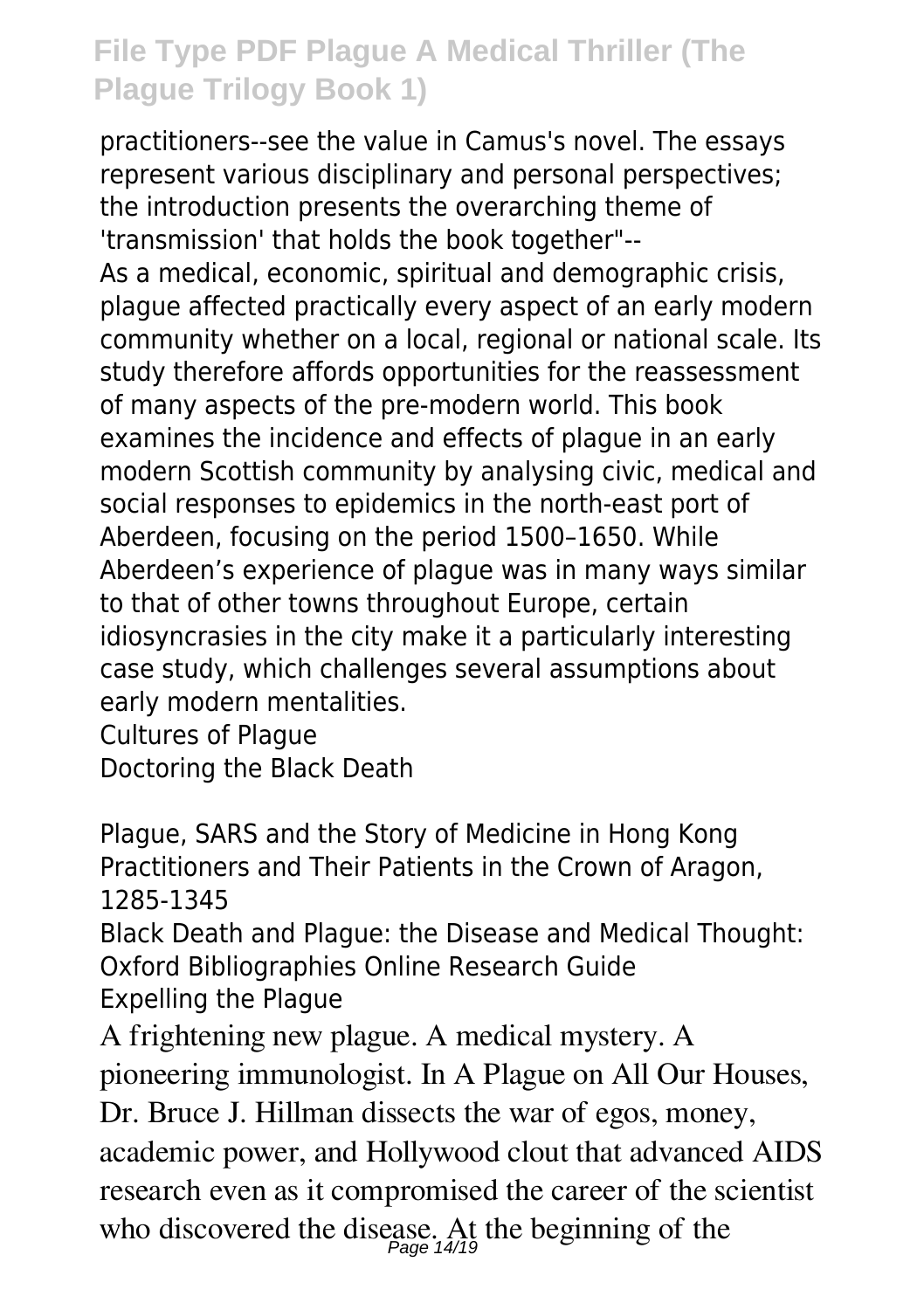practitioners--see the value in Camus's novel. The essays represent various disciplinary and personal perspectives; the introduction presents the overarching theme of 'transmission' that holds the book together"--

As a medical, economic, spiritual and demographic crisis, plague affected practically every aspect of an early modern community whether on a local, regional or national scale. Its study therefore affords opportunities for the reassessment of many aspects of the pre-modern world. This book examines the incidence and effects of plague in an early modern Scottish community by analysing civic, medical and social responses to epidemics in the north-east port of Aberdeen, focusing on the period 1500–1650. While Aberdeen's experience of plague was in many ways similar to that of other towns throughout Europe, certain idiosyncrasies in the city make it a particularly interesting case study, which challenges several assumptions about early modern mentalities.

Cultures of Plague

Doctoring the Black Death

Plague, SARS and the Story of Medicine in Hong Kong

Practitioners and Their Patients in the Crown of Aragon, 1285-1345

Black Death and Plague: the Disease and Medical Thought: Oxford Bibliographies Online Research Guide

Expelling the Plague

A frightening new plague. A medical mystery. A pioneering immunologist. In A Plague on All Our Houses, Dr. Bruce J. Hillman dissects the war of egos, money, academic power, and Hollywood clout that advanced AIDS research even as it compromised the career of the scientist who discovered the disease. At the beginning of the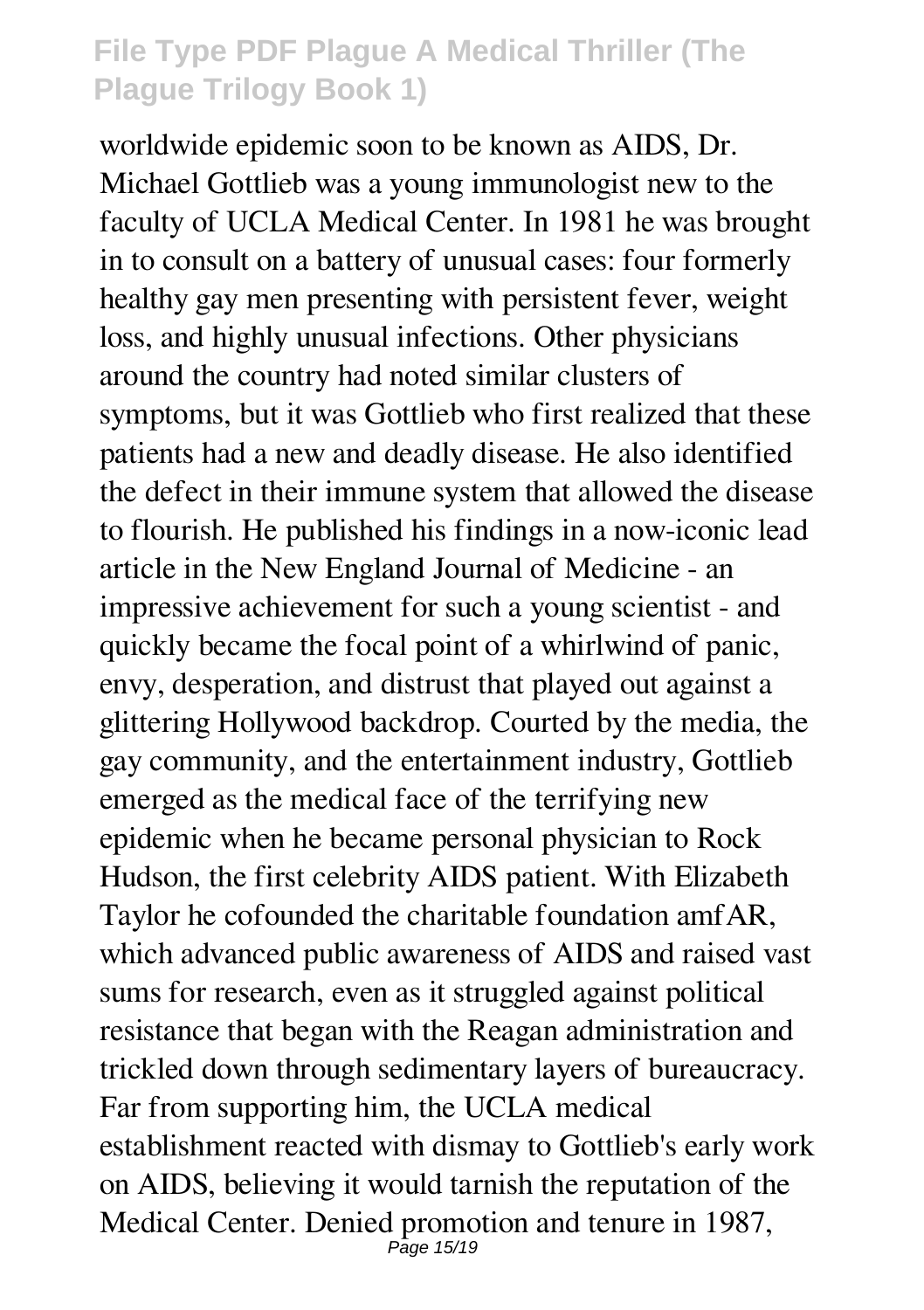worldwide epidemic soon to be known as AIDS, Dr. Michael Gottlieb was a young immunologist new to the faculty of UCLA Medical Center. In 1981 he was brought in to consult on a battery of unusual cases: four formerly healthy gay men presenting with persistent fever, weight loss, and highly unusual infections. Other physicians around the country had noted similar clusters of symptoms, but it was Gottlieb who first realized that these patients had a new and deadly disease. He also identified the defect in their immune system that allowed the disease to flourish. He published his findings in a now-iconic lead article in the New England Journal of Medicine - an impressive achievement for such a young scientist - and quickly became the focal point of a whirlwind of panic, envy, desperation, and distrust that played out against a glittering Hollywood backdrop. Courted by the media, the gay community, and the entertainment industry, Gottlieb emerged as the medical face of the terrifying new epidemic when he became personal physician to Rock Hudson, the first celebrity AIDS patient. With Elizabeth Taylor he cofounded the charitable foundation amfAR, which advanced public awareness of AIDS and raised vast sums for research, even as it struggled against political resistance that began with the Reagan administration and trickled down through sedimentary layers of bureaucracy. Far from supporting him, the UCLA medical establishment reacted with dismay to Gottlieb's early work on AIDS, believing it would tarnish the reputation of the Medical Center. Denied promotion and tenure in 1987,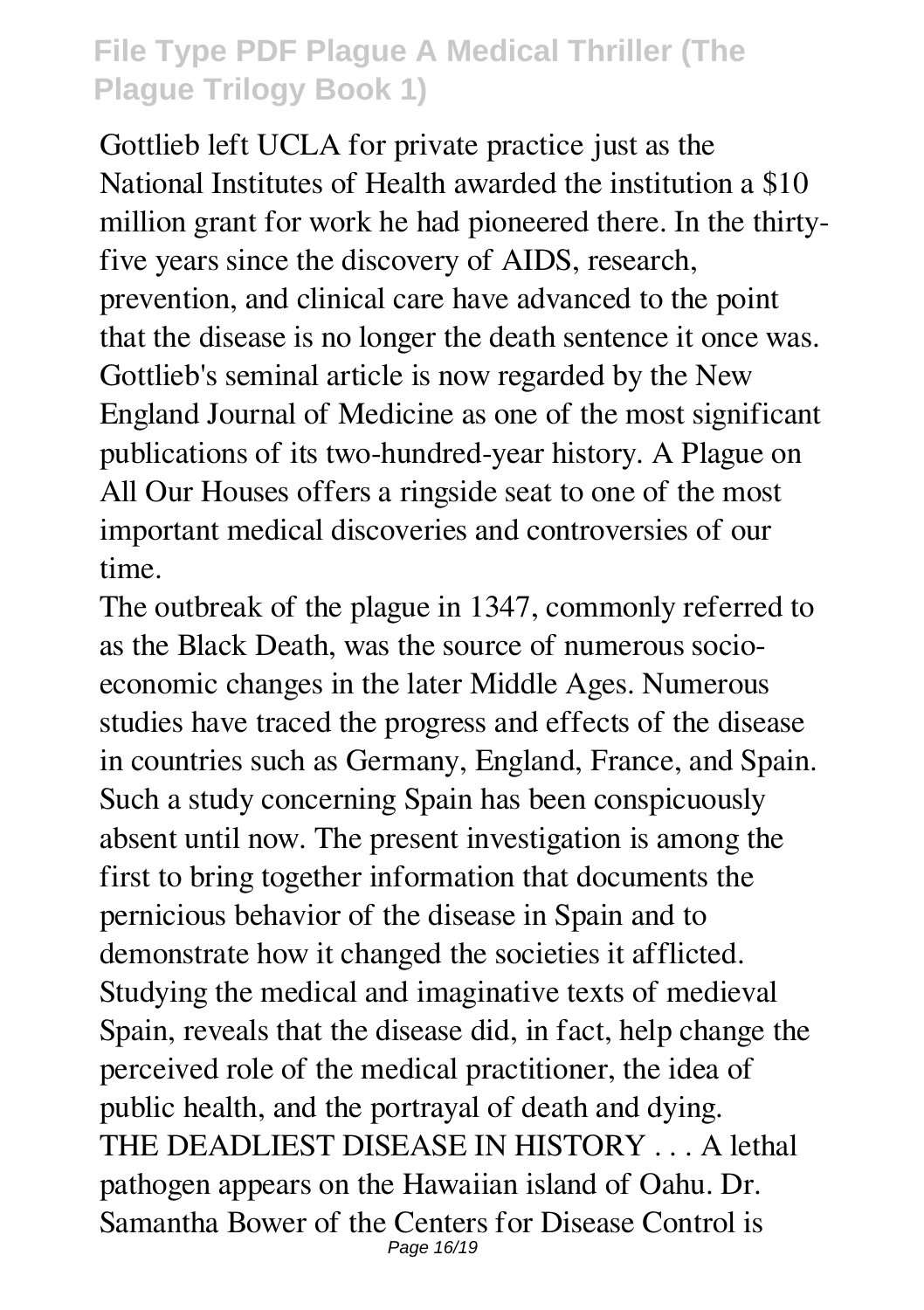Gottlieb left UCLA for private practice just as the National Institutes of Health awarded the institution a $10 million grant for work he had pioneered there. In the thirty-five years since the discovery of AIDS, research, prevention, and clinical care have advanced to the point that the disease is no longer the death sentence it once was. Gottlieb's seminal article is now regarded by the New England Journal of Medicine as one of the most significant publications of its two-hundred-year history. A Plague on All Our Houses offers a ringside seat to one of the most important medical discoveries and controversies of our time.

The outbreak of the plague in 1347, commonly referred to as the Black Death, was the source of numerous socio-economic changes in the later Middle Ages. Numerous studies have traced the progress and effects of the disease in countries such as Germany, England, France, and Spain. Such a study concerning Spain has been conspicuously absent until now. The present investigation is among the first to bring together information that documents the pernicious behavior of the disease in Spain and to demonstrate how it changed the societies it afflicted. Studying the medical and imaginative texts of medieval Spain, reveals that the disease did, in fact, help change the perceived role of the medical practitioner, the idea of public health, and the portrayal of death and dying.

THE DEADLIEST DISEASE IN HISTORY . . . A lethal pathogen appears on the Hawaiian island of Oahu. Dr. Samantha Bower of the Centers for Disease Control is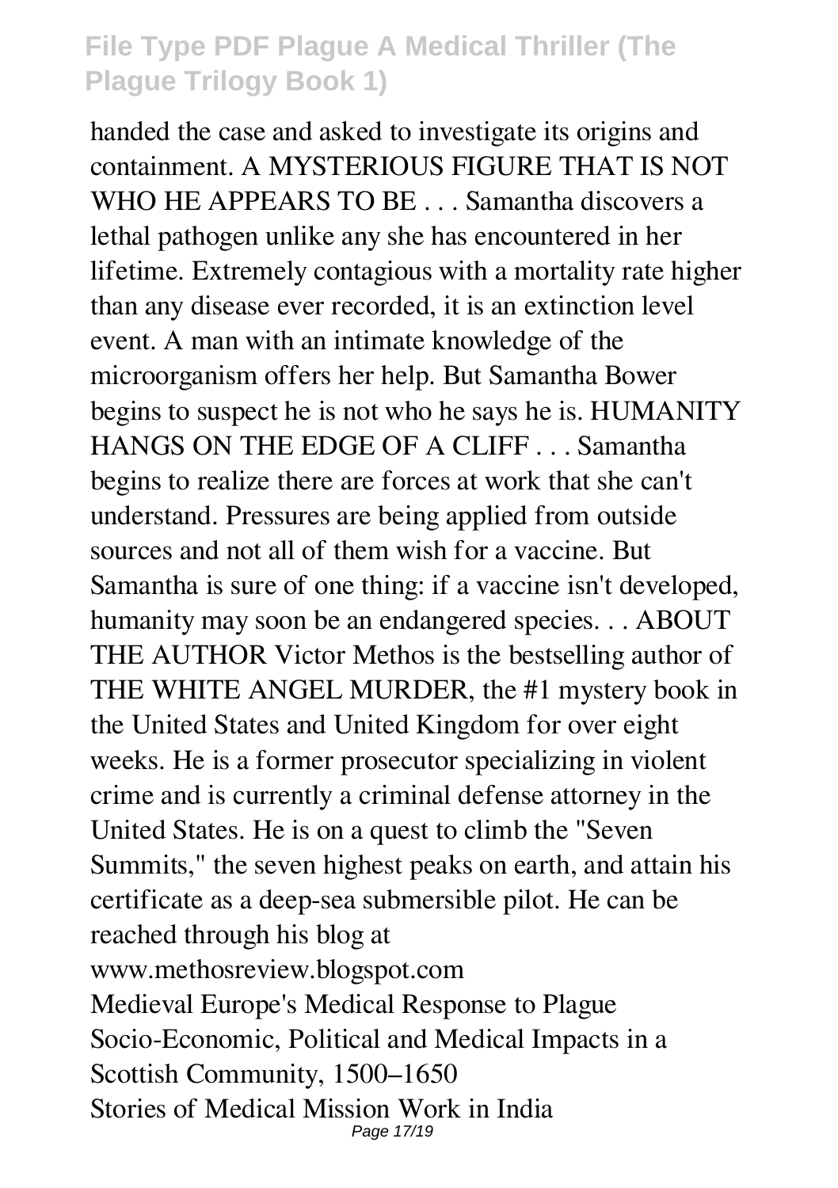handed the case and asked to investigate its origins and containment. A MYSTERIOUS FIGURE THAT IS NOT WHO HE APPEARS TO BE . . . Samantha discovers a lethal pathogen unlike any she has encountered in her lifetime. Extremely contagious with a mortality rate higher than any disease ever recorded, it is an extinction level event. A man with an intimate knowledge of the microorganism offers her help. But Samantha Bower begins to suspect he is not who he says he is. HUMANITY HANGS ON THE EDGE OF A CLIFF . . . Samantha begins to realize there are forces at work that she can't understand. Pressures are being applied from outside sources and not all of them wish for a vaccine. But Samantha is sure of one thing: if a vaccine isn't developed, humanity may soon be an endangered species. . . ABOUT THE AUTHOR Victor Methos is the bestselling author of THE WHITE ANGEL MURDER, the #1 mystery book in the United States and United Kingdom for over eight weeks. He is a former prosecutor specializing in violent crime and is currently a criminal defense attorney in the United States. He is on a quest to climb the "Seven Summits," the seven highest peaks on earth, and attain his certificate as a deep-sea submersible pilot. He can be reached through his blog at www.methosreview.blogspot.com

Medieval Europe's Medical Response to Plague

Socio-Economic, Political and Medical Impacts in a Scottish Community, 1500–1650

Stories of Medical Mission Work in India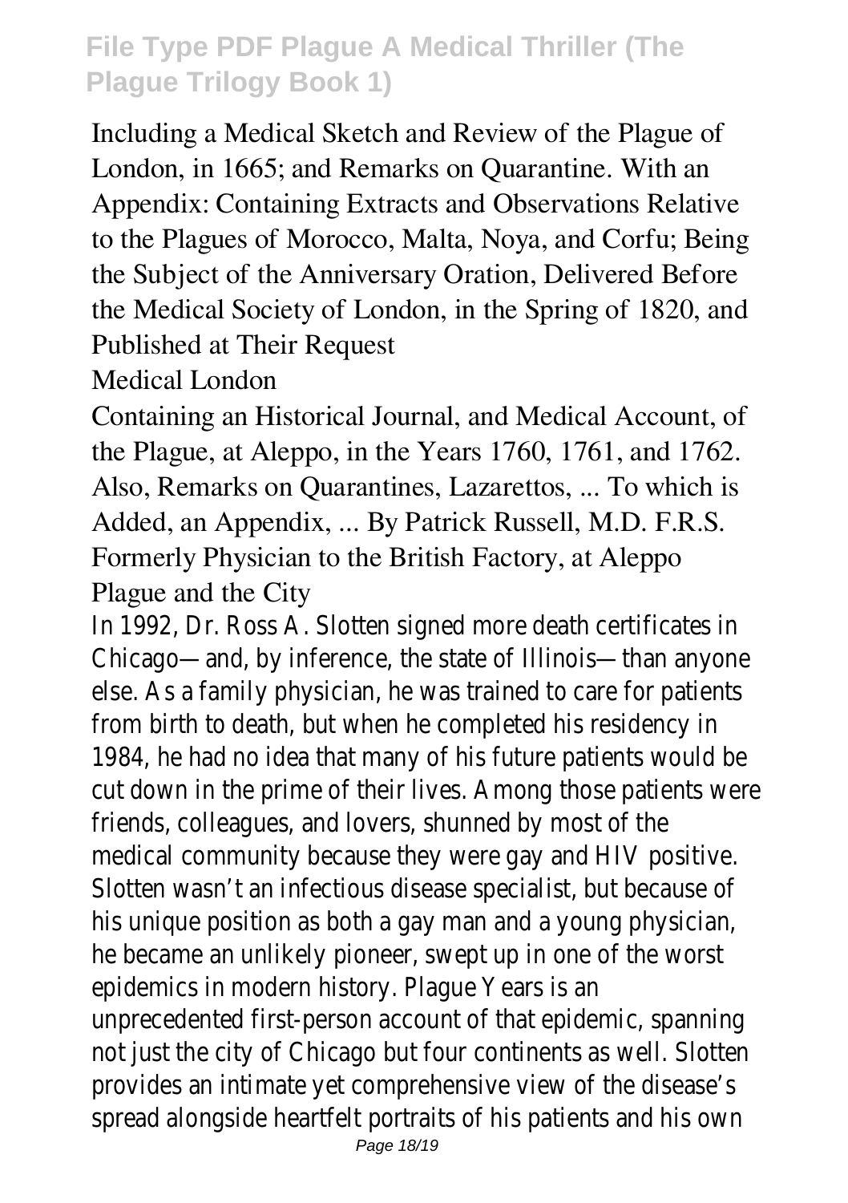Including a Medical Sketch and Review of the Plague of London, in 1665; and Remarks on Quarantine. With an Appendix: Containing Extracts and Observations Relative to the Plagues of Morocco, Malta, Noya, and Corfu; Being the Subject of the Anniversary Oration, Delivered Before the Medical Society of London, in the Spring of 1820, and Published at Their Request

Medical London

Containing an Historical Journal, and Medical Account, of the Plague, at Aleppo, in the Years 1760, 1761, and 1762. Also, Remarks on Quarantines, Lazarettos, ... To which is Added, an Appendix, ... By Patrick Russell, M.D. F.R.S. Formerly Physician to the British Factory, at Aleppo

Plague and the City

In 1992, Dr. Ross A. Slotten signed more death certificates in Chicago—and, by inference, the state of Illinois—than anyone else. As a family physician, he was trained to care for patients from birth to death, but when he completed his residency in 1984, he had no idea that many of his future patients would be cut down in the prime of their lives. Among those patients were friends, colleagues, and lovers, shunned by most of the medical community because they were gay and HIV positive. Slotten wasn't an infectious disease specialist, but because of his unique position as both a gay man and a young physician, he became an unlikely pioneer, swept up in one of the worst epidemics in modern history. Plague Years is an unprecedented first-person account of that epidemic, spanning not just the city of Chicago but four continents as well. Slotten provides an intimate yet comprehensive view of the disease's spread alongside heartfelt portraits of his patients and his own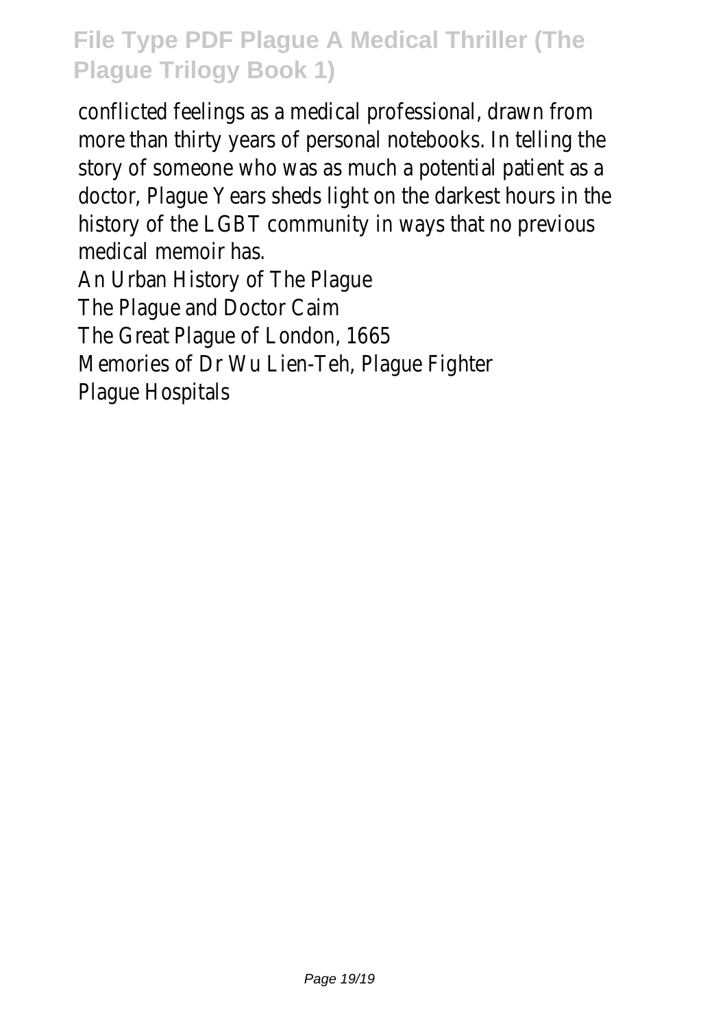conflicted feelings as a medical professional, drawn from more than thirty years of personal notebooks. In telling the story of someone who was as much a potential patient as a doctor, Plague Years sheds light on the darkest hours in the history of the LGBT community in ways that no previous medical memoir has.

An Urban History of The Plague

The Plague and Doctor Caim

The Great Plague of London, 1665

Memories of Dr Wu Lien-Teh, Plague Fighter

Plague Hospitals